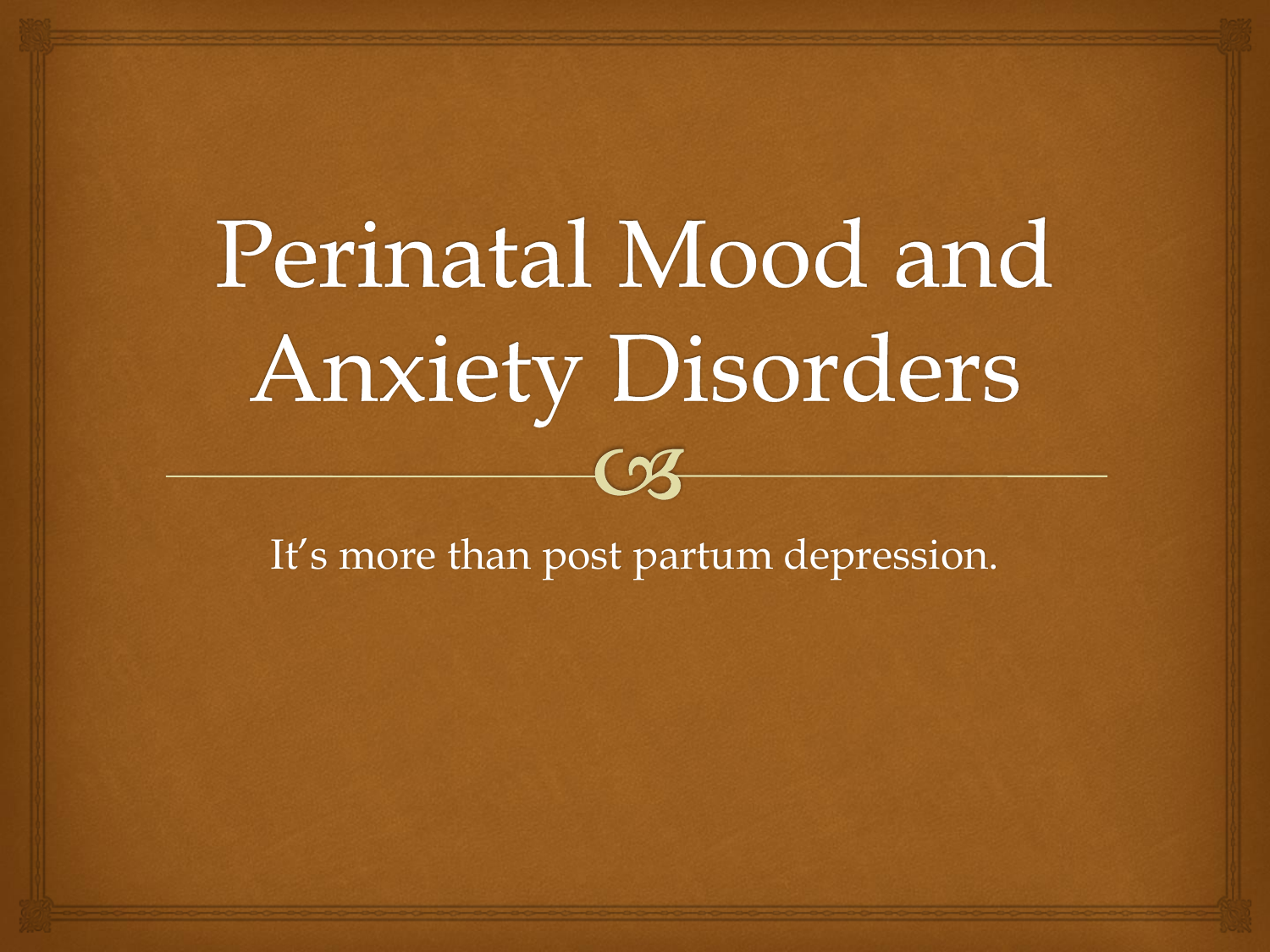# Perinatal Mood and Anxiety Disorders

It's more than post partum depression.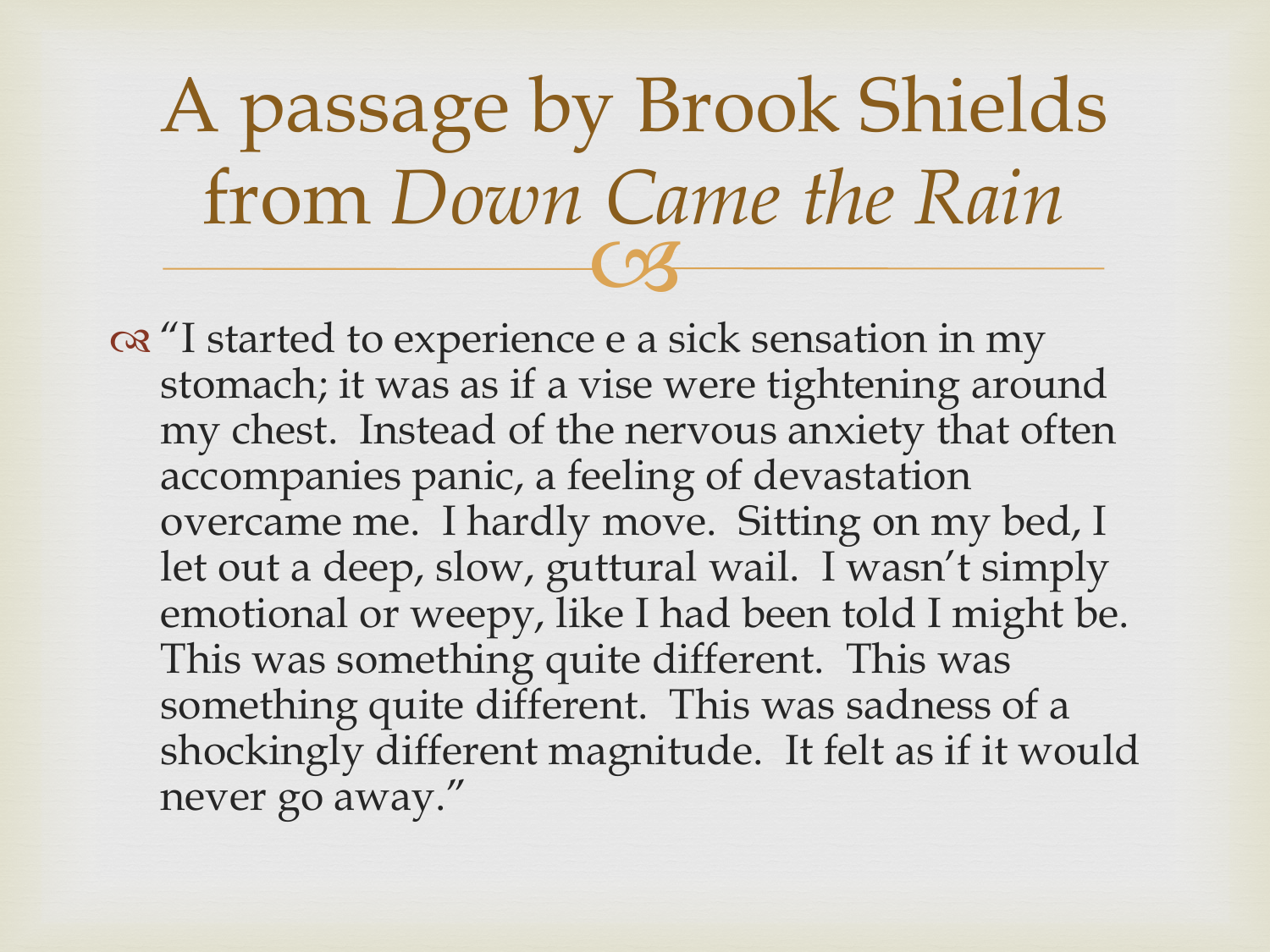# A passage by Brook Shields from *Down Came the Rain*

- "I started to experience e a sick sensation in my stomach; it was as if a vise were tightening around my chest. Instead of the nervous anxiety that often accompanies panic, a feeling of devastation overcame me. I hardly move. Sitting on my bed, I let out a deep, slow, guttural wail. I wasn't simply emotional or weepy, like I had been told I might be. This was something quite different. This was something quite different. This was sadness of a shockingly different magnitude. It felt as if it would never go away."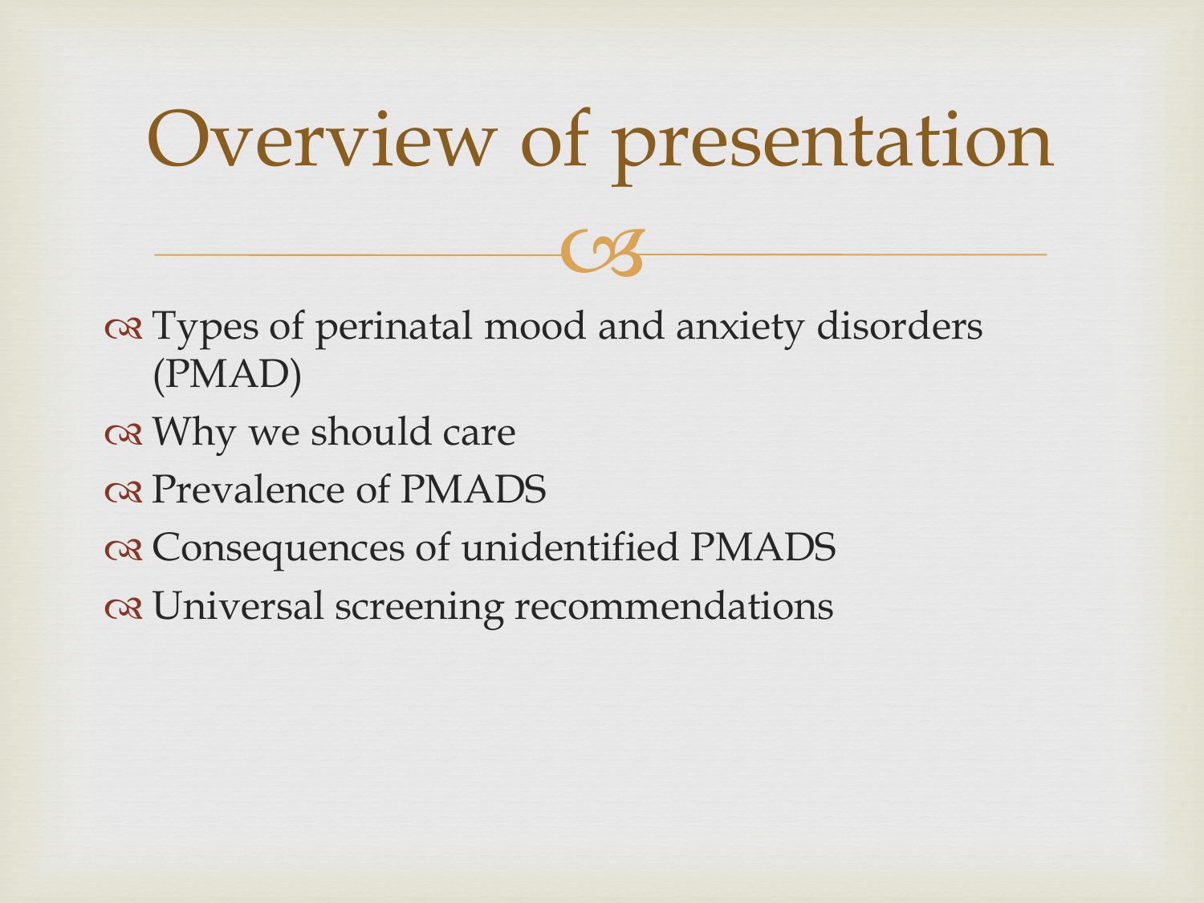# Overview of presentation

- Types of perinatal mood and anxiety disorders (PMAD)
- Why we should care
- Prevalence of PMADS
- Consequences of unidentified PMADS
- Universal screening recommendations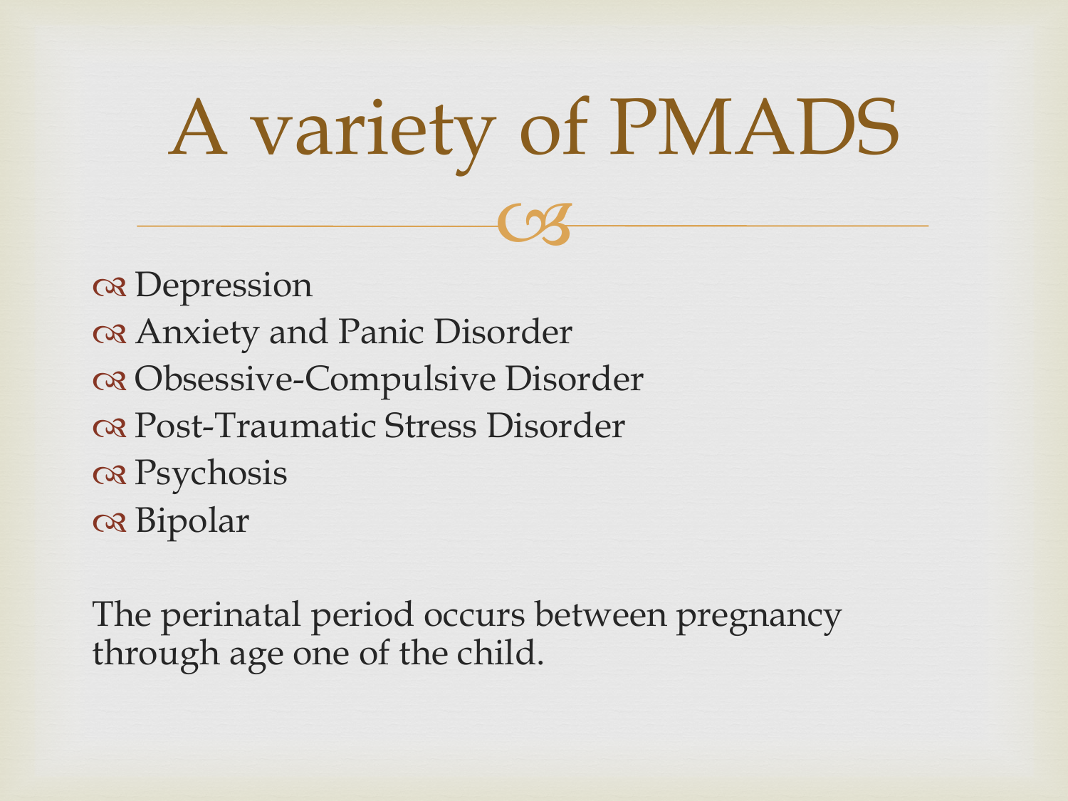# A variety of PMADS

- Depression
- Anxiety and Panic Disorder
- Obsessive-Compulsive Disorder
- Post-Traumatic Stress Disorder
- Psychosis
- Bipolar

The perinatal period occurs between pregnancy through age one of the child.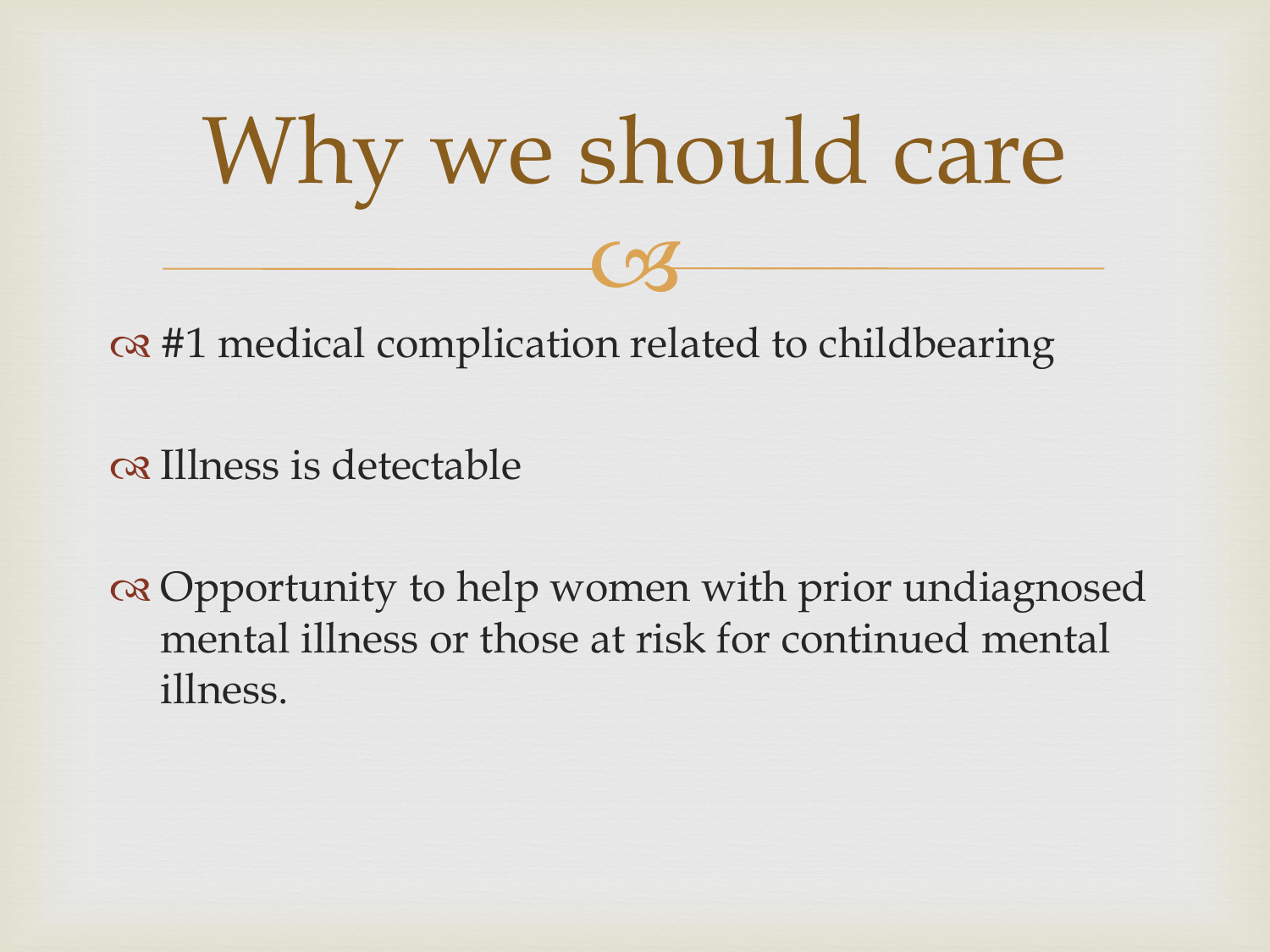# Why we should care

- #1 medical complication related to childbearing
- Illness is detectable
- Opportunity to help women with prior undiagnosed mental illness or those at risk for continued mental illness.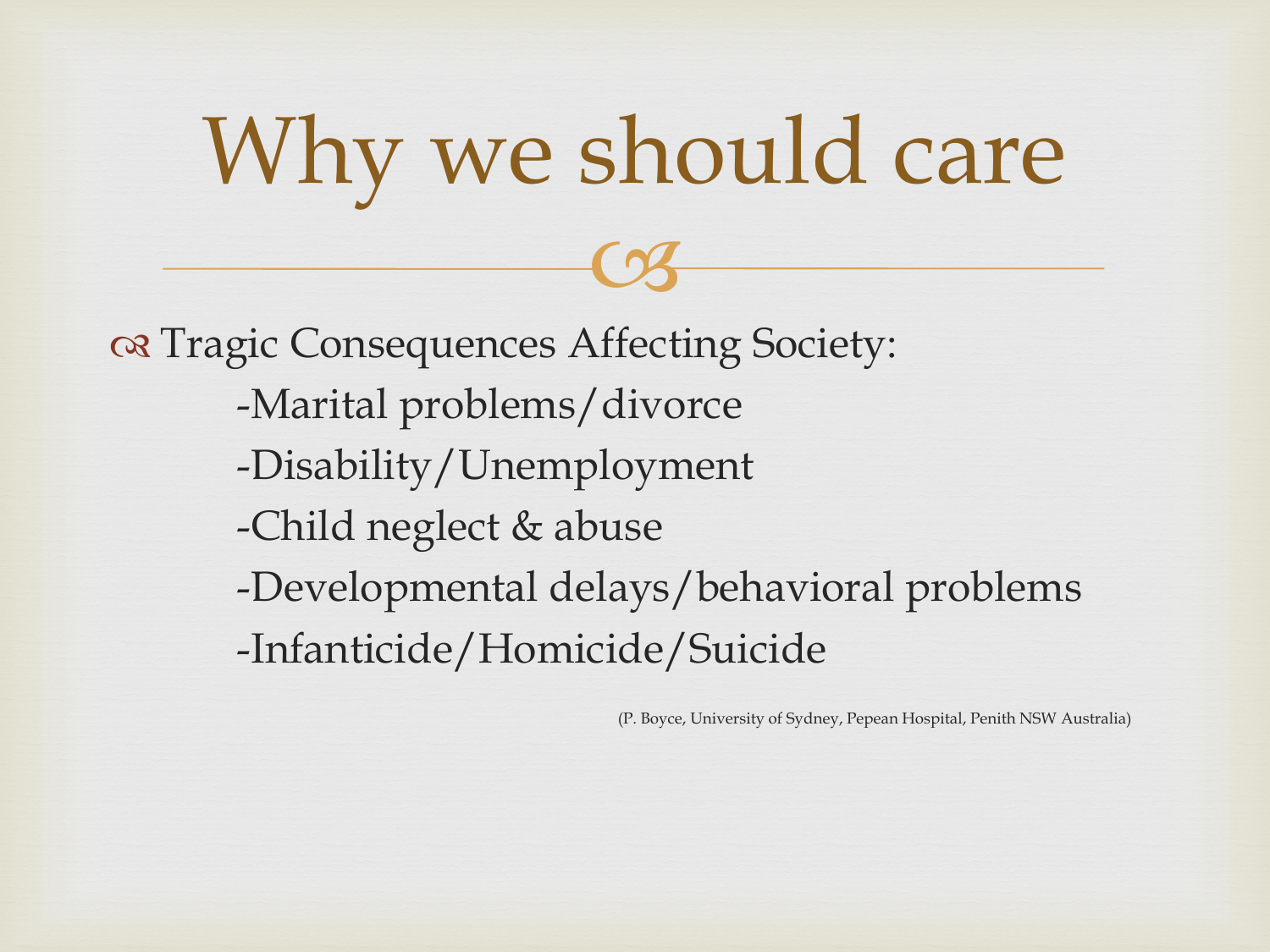# Why we should care

- Tragic Consequences Affecting Society:
  - -Marital problems/divorce
  - -Disability/Unemployment
  - -Child neglect & abuse
  - -Developmental delays/behavioral problems
  - -Infanticide/Homicide/Suicide

(P. Boyce, University of Sydney, Pepean Hospital, Penith NSW Australia)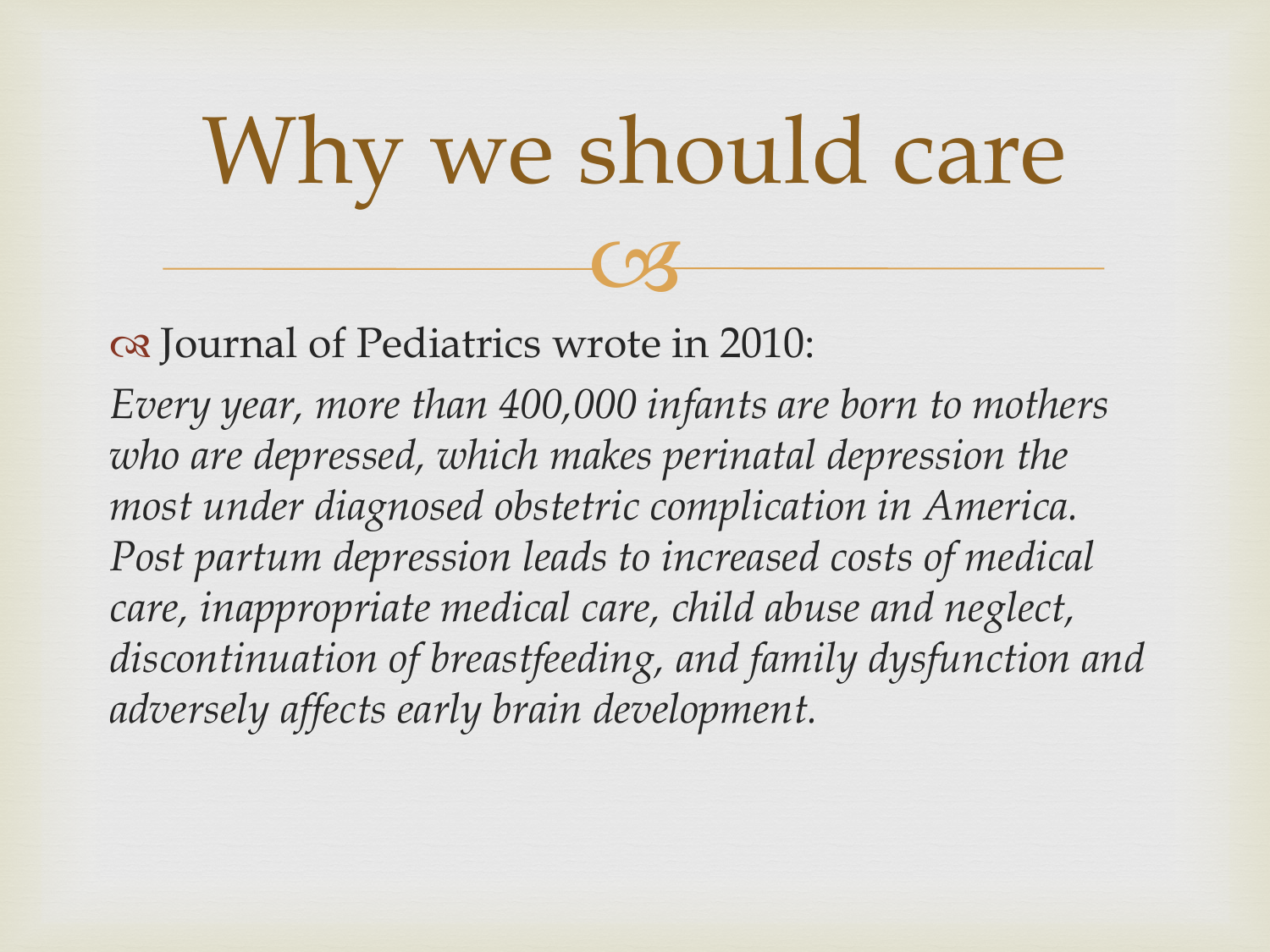# Why we should care

- Journal of Pediatrics wrote in 2010:

*Every year, more than 400,000 infants are born to mothers who are depressed, which makes perinatal depression the most under diagnosed obstetric complication in America. Post partum depression leads to increased costs of medical care, inappropriate medical care, child abuse and neglect, discontinuation of breastfeeding, and family dysfunction and adversely affects early brain development.*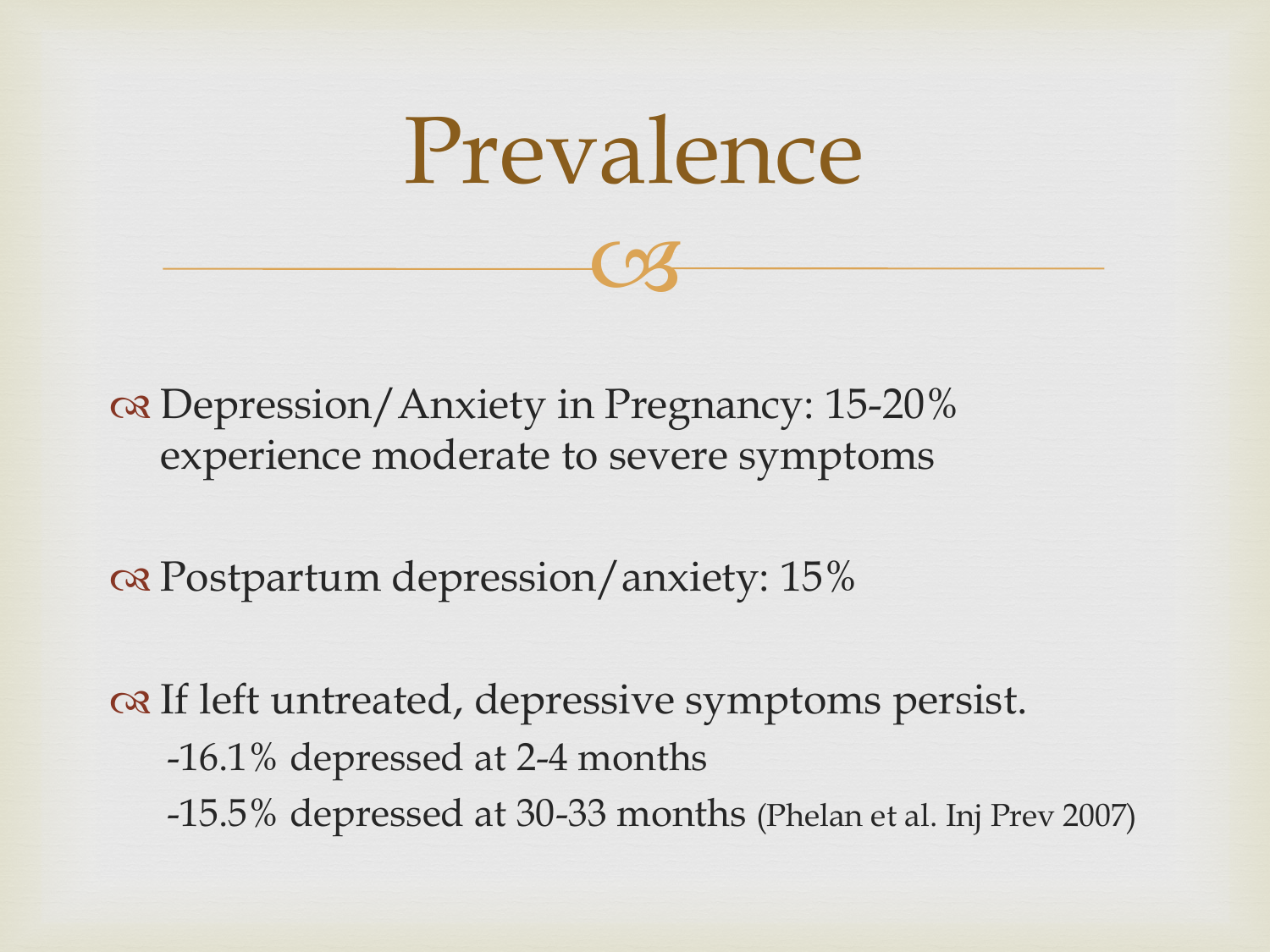# Prevalence

- Depression/Anxiety in Pregnancy: 15-20% experience moderate to severe symptoms

- Postpartum depression/anxiety: 15%

- If left untreated, depressive symptoms persist.
  - -16.1% depressed at 2-4 months
  - -15.5% depressed at 30-33 months (Phelan et al. Inj Prev 2007)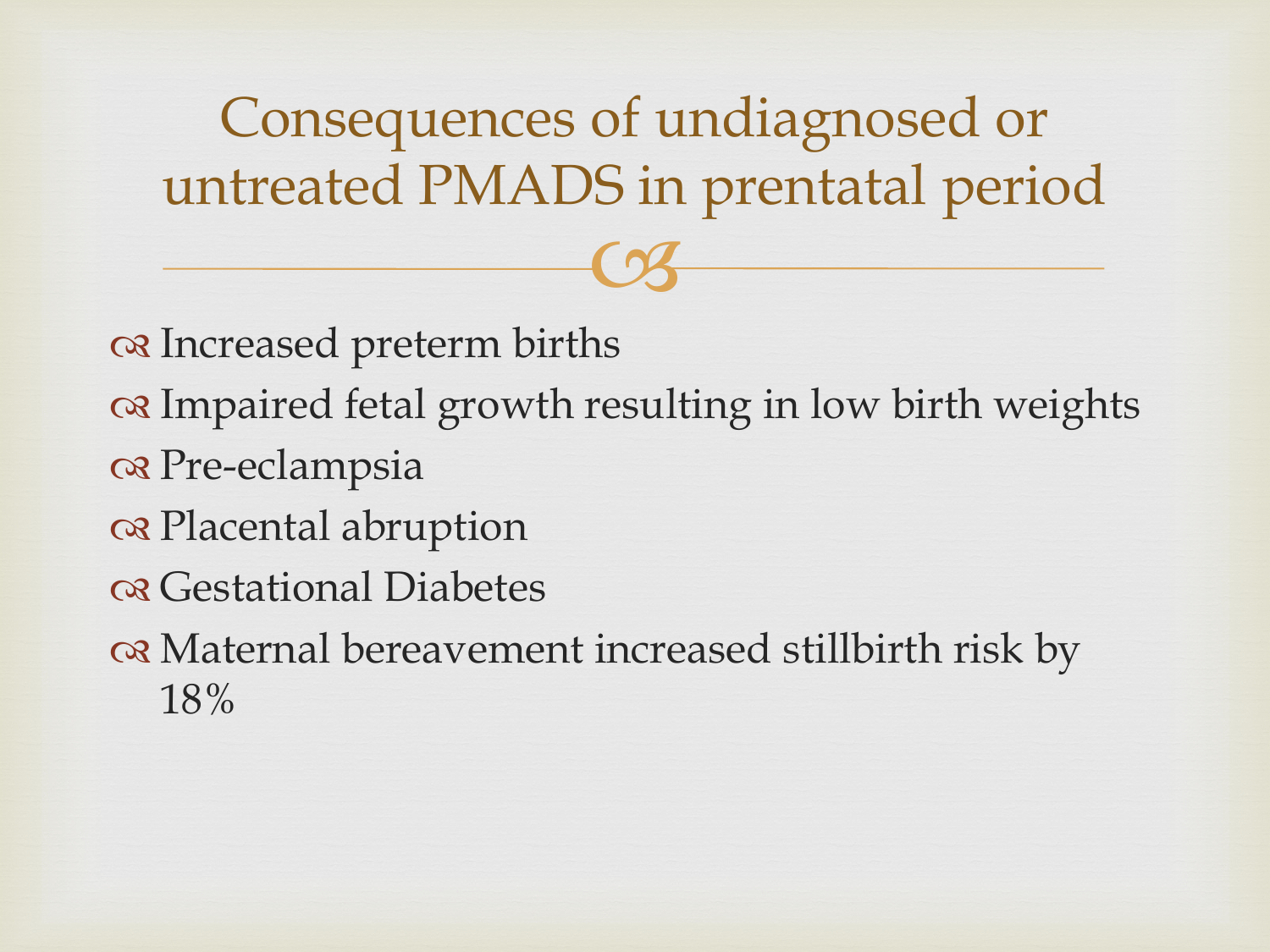# Consequences of undiagnosed or untreated PMADS in prentatal period

- Increased preterm births
- Impaired fetal growth resulting in low birth weights
- Pre-eclampsia
- Placental abruption
- Gestational Diabetes
- Maternal bereavement increased stillbirth risk by 18%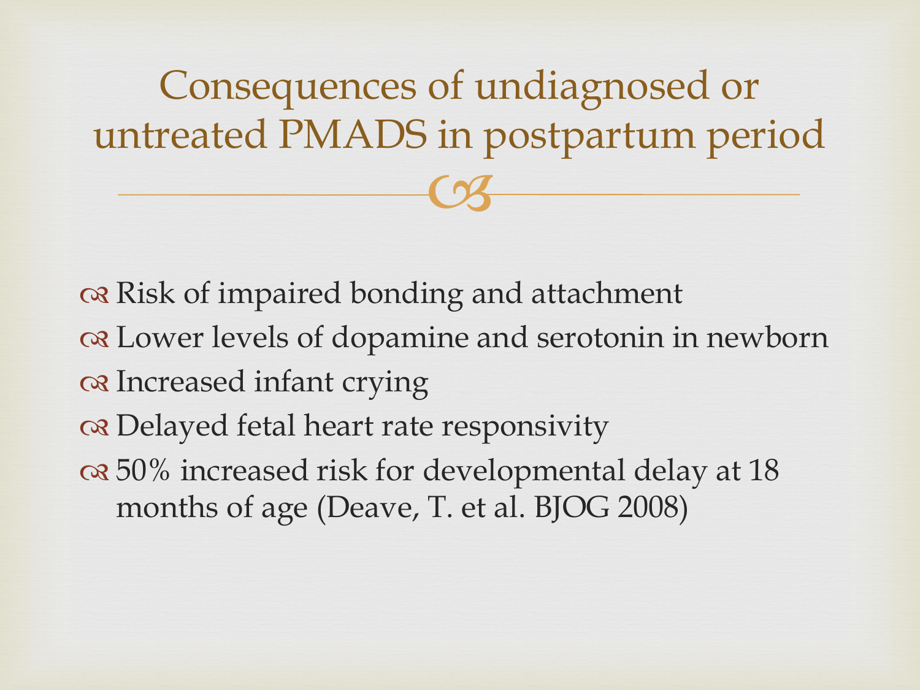# Consequences of undiagnosed or untreated PMADS in postpartum period

- Risk of impaired bonding and attachment
- Lower levels of dopamine and serotonin in newborn
- Increased infant crying
- Delayed fetal heart rate responsivity
- 50% increased risk for developmental delay at 18 months of age (Deave, T. et al. BJOG 2008)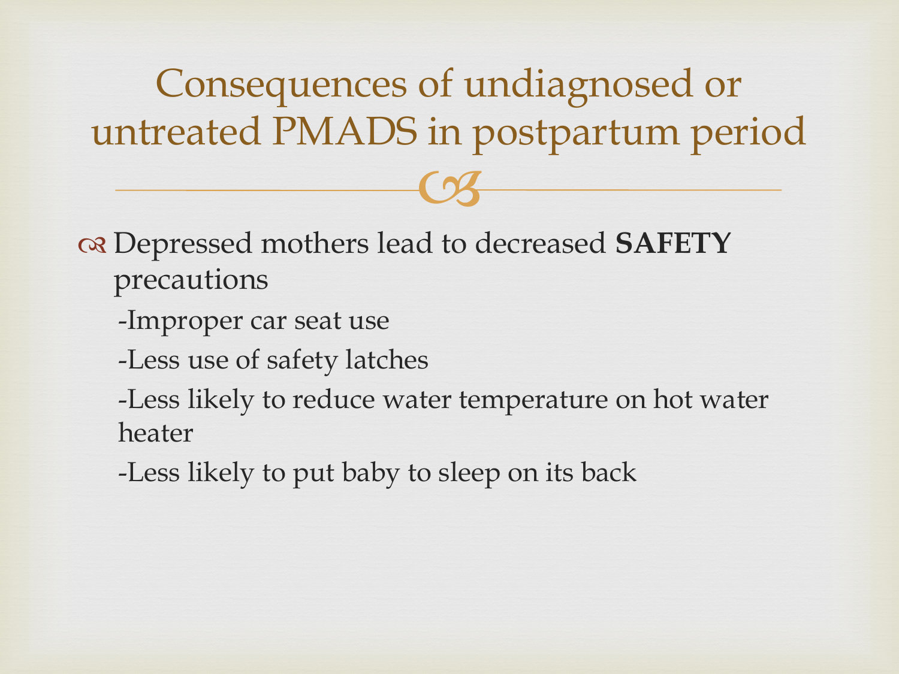# Consequences of undiagnosed or untreated PMADS in postpartum period

- Depressed mothers lead to decreased **SAFETY** precautions

  -Improper car seat use

  -Less use of safety latches

  -Less likely to reduce water temperature on hot water heater

  -Less likely to put baby to sleep on its back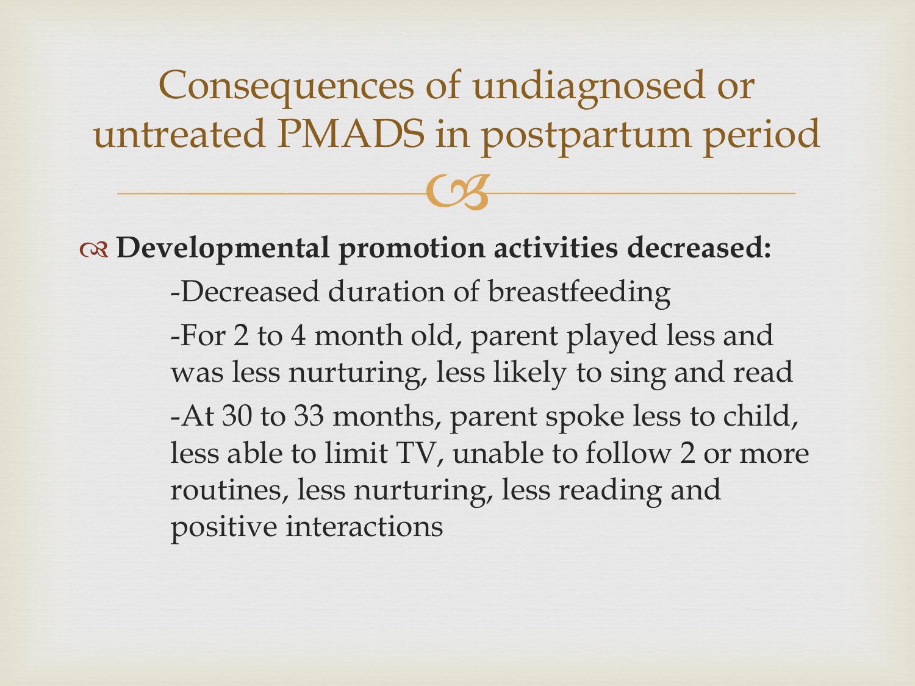# Consequences of undiagnosed or untreated PMADS in postpartum period

- **Developmental promotion activities decreased:**
  - -Decreased duration of breastfeeding
  - -For 2 to 4 month old, parent played less and was less nurturing, less likely to sing and read
  - -At 30 to 33 months, parent spoke less to child, less able to limit TV, unable to follow 2 or more routines, less nurturing, less reading and positive interactions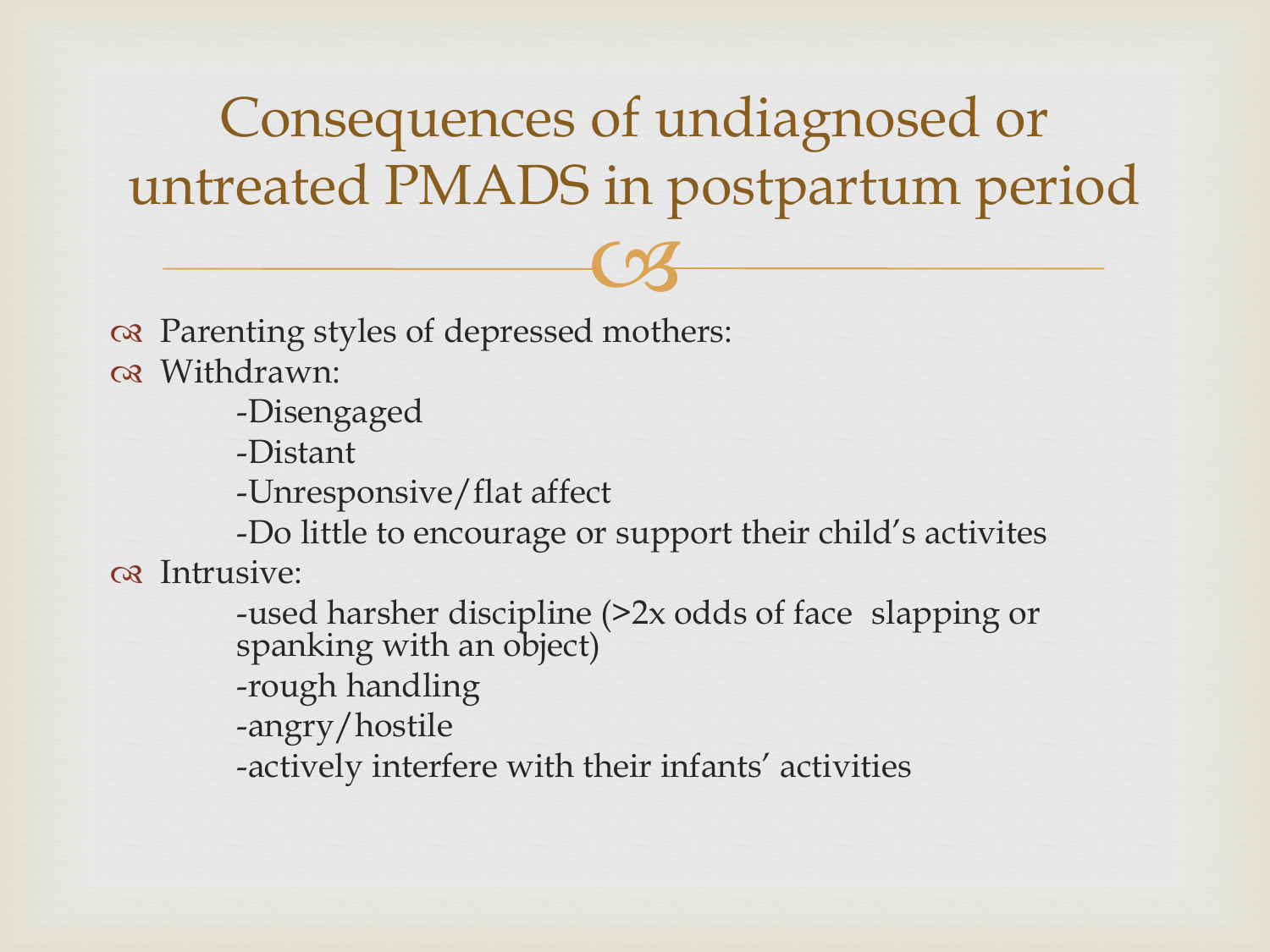# Consequences of undiagnosed or untreated PMADS in postpartum period

- Parenting styles of depressed mothers:
- Withdrawn:
  - -Disengaged
  - -Distant
  - -Unresponsive/flat affect
  - -Do little to encourage or support their child's activites
- Intrusive:
  - -used harsher discipline (>2x odds of face slapping or spanking with an object)
  - -rough handling
  - -angry/hostile
  - -actively interfere with their infants' activities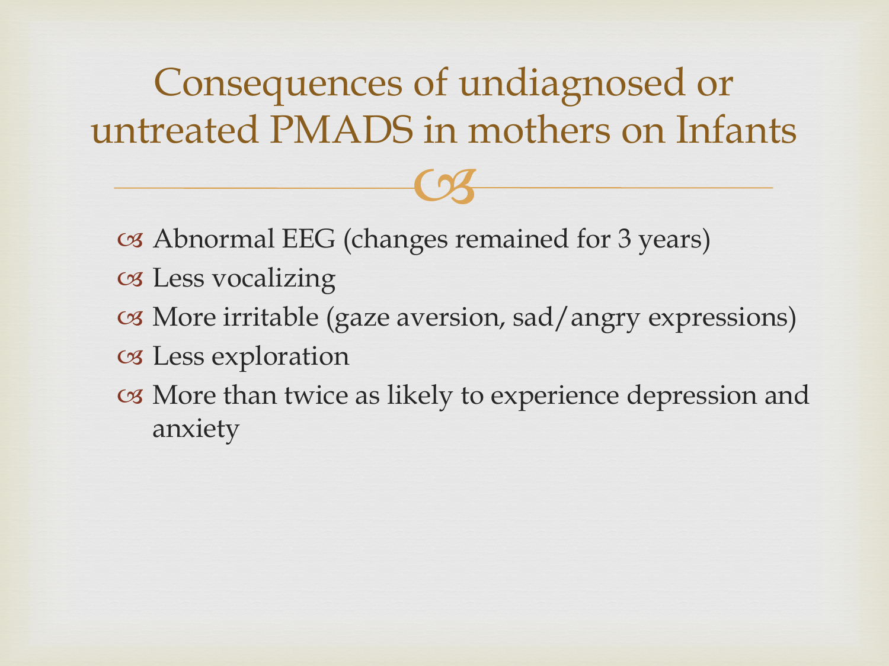# Consequences of undiagnosed or untreated PMADS in mothers on Infants

- Abnormal EEG (changes remained for 3 years)
- Less vocalizing
- More irritable (gaze aversion, sad/angry expressions)
- Less exploration
- More than twice as likely to experience depression and anxiety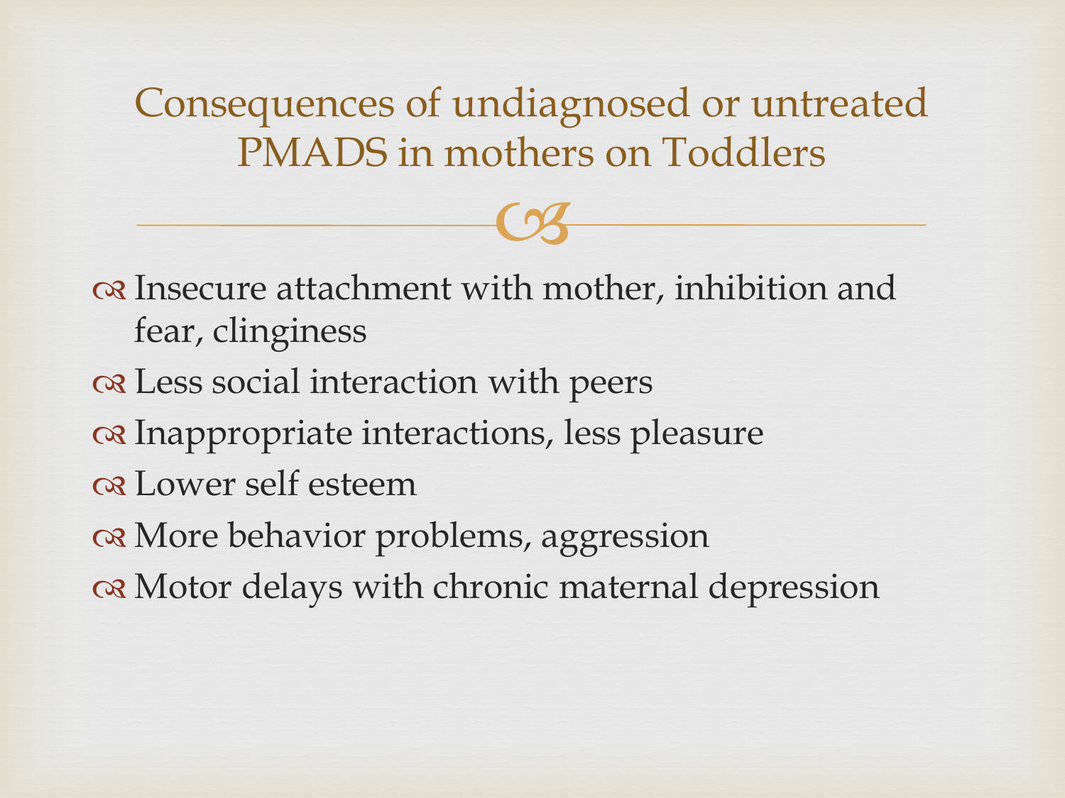# Consequences of undiagnosed or untreated PMADS in mothers on Toddlers

- Insecure attachment with mother, inhibition and fear, clinginess
- Less social interaction with peers
- Inappropriate interactions, less pleasure
- Lower self esteem
- More behavior problems, aggression
- Motor delays with chronic maternal depression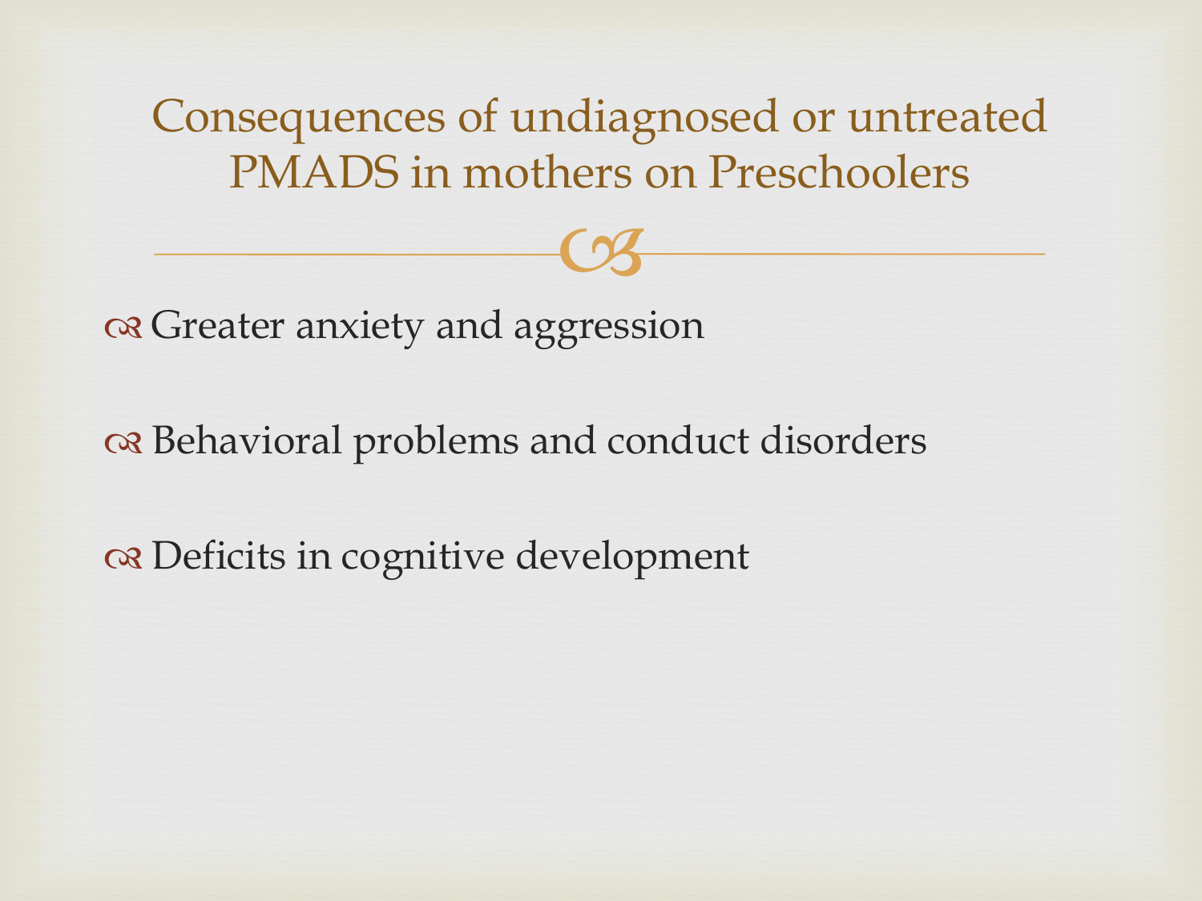# Consequences of undiagnosed or untreated PMADS in mothers on Preschoolers

- Greater anxiety and aggression
- Behavioral problems and conduct disorders
- Deficits in cognitive development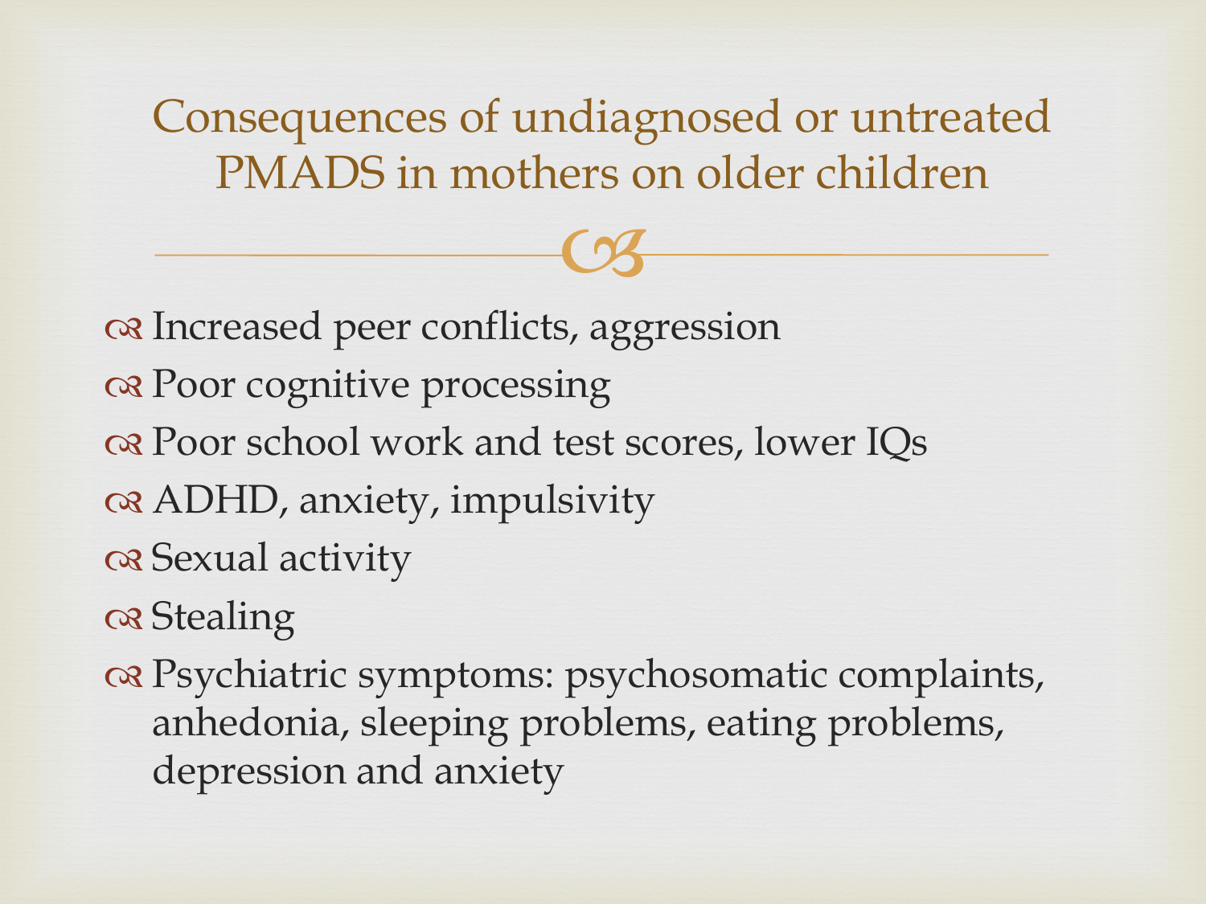# Consequences of undiagnosed or untreated PMADS in mothers on older children

- Increased peer conflicts, aggression
- Poor cognitive processing
- Poor school work and test scores, lower IQs
- ADHD, anxiety, impulsivity
- Sexual activity
- Stealing
- Psychiatric symptoms: psychosomatic complaints, anhedonia, sleeping problems, eating problems, depression and anxiety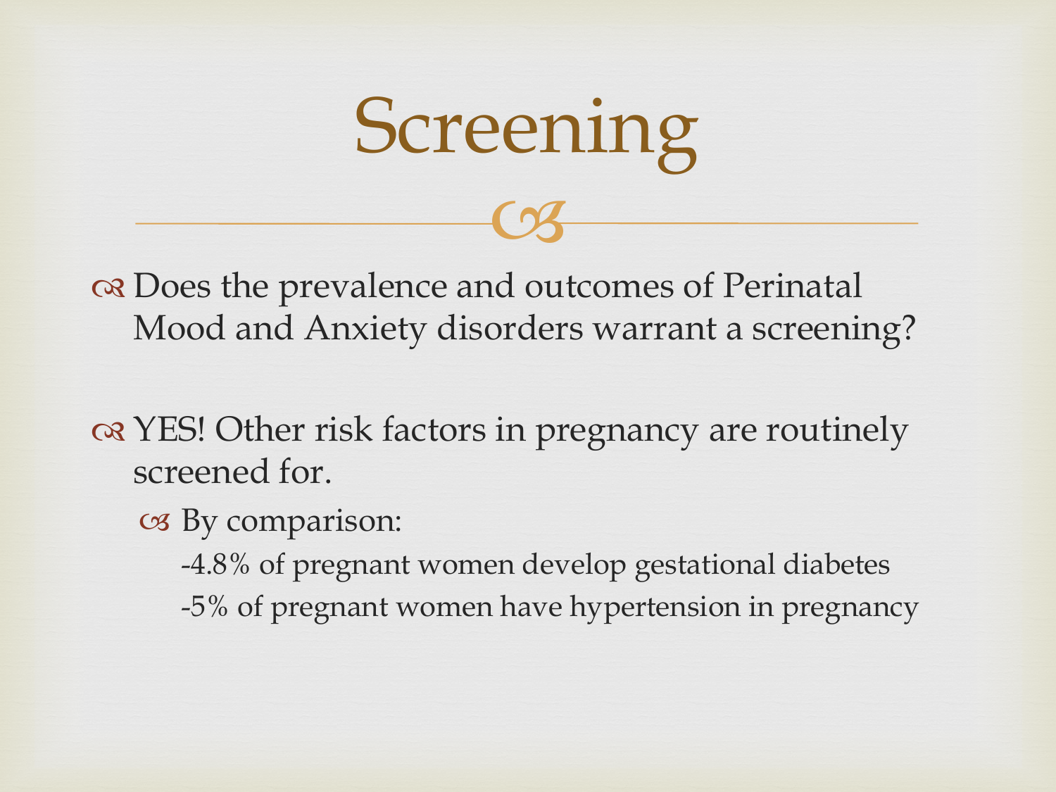# Screening

- Does the prevalence and outcomes of Perinatal Mood and Anxiety disorders warrant a screening?

- YES! Other risk factors in pregnancy are routinely screened for.
  - By comparison:

    -4.8% of pregnant women develop gestational diabetes

    -5% of pregnant women have hypertension in pregnancy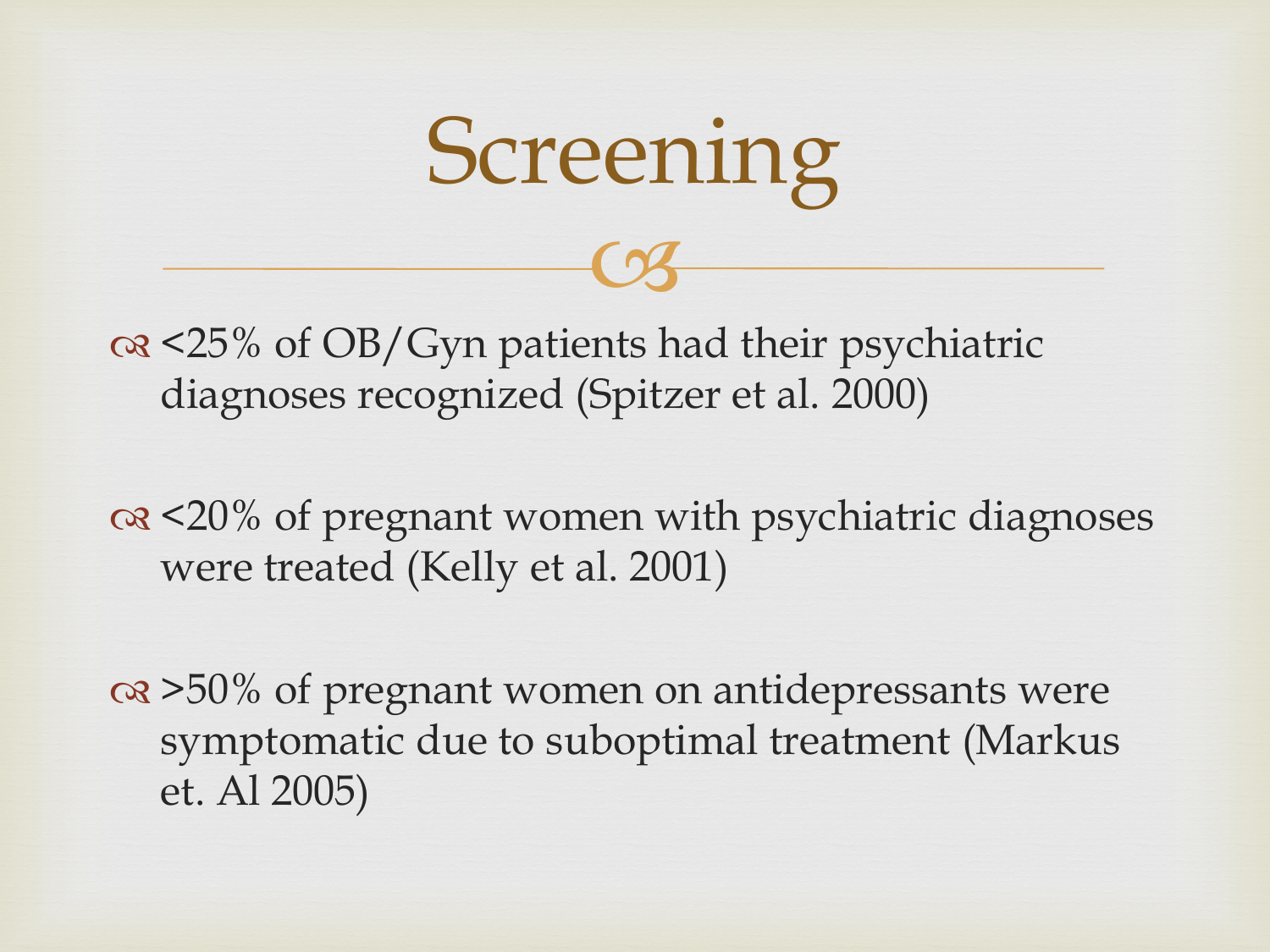# Screening

- <25% of OB/Gyn patients had their psychiatric diagnoses recognized (Spitzer et al. 2000)
- <20% of pregnant women with psychiatric diagnoses were treated (Kelly et al. 2001)
- >50% of pregnant women on antidepressants were symptomatic due to suboptimal treatment (Markus et. Al 2005)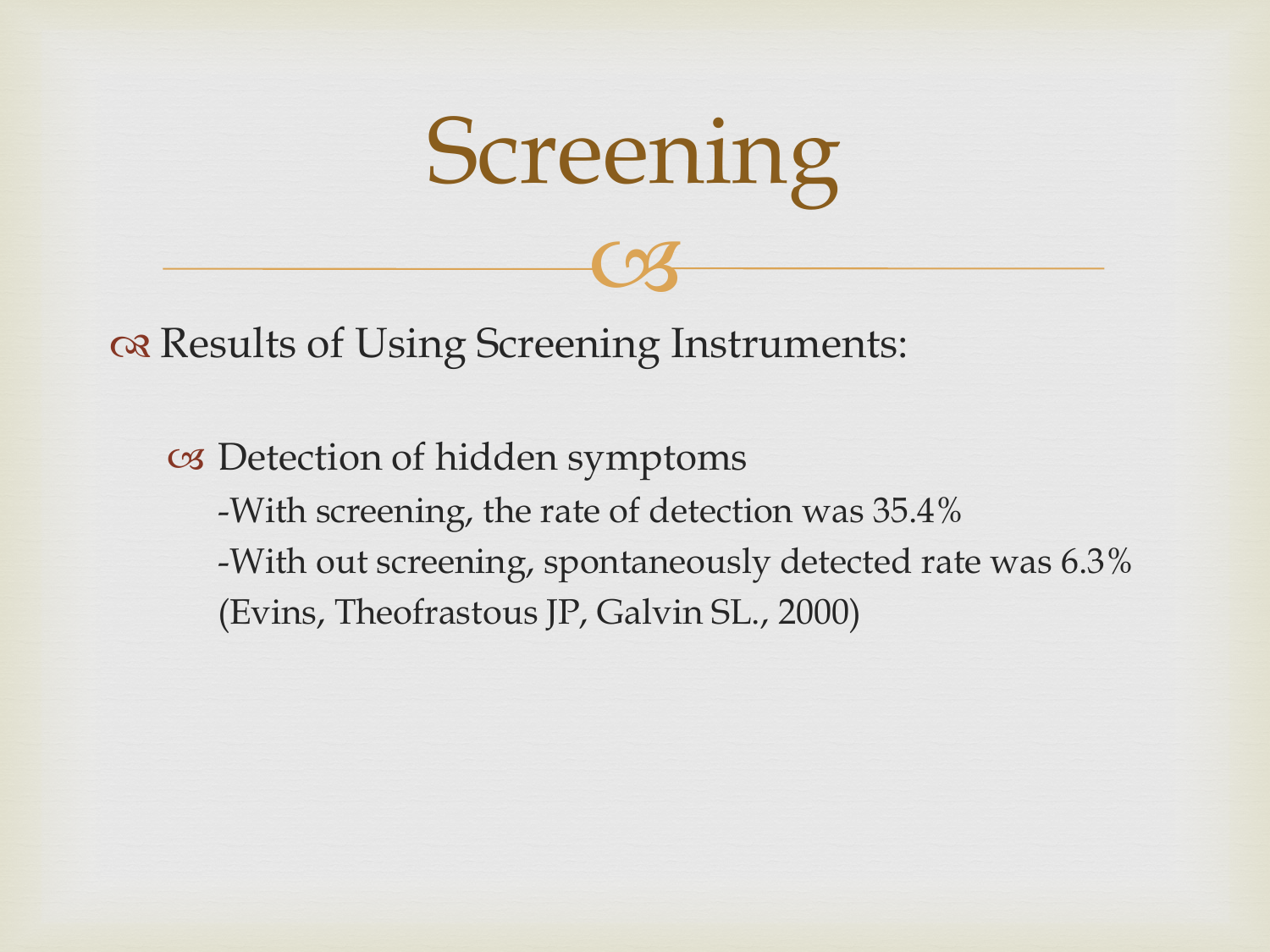# Screening

- Results of Using Screening Instruments:

  - Detection of hidden symptoms
    -With screening, the rate of detection was 35.4%
    -With out screening, spontaneously detected rate was 6.3%
    (Evins, Theofrastous JP, Galvin SL., 2000)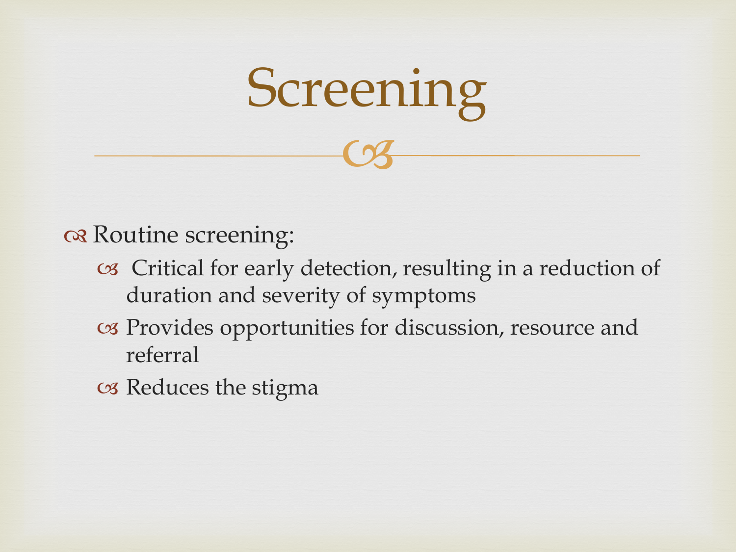# Screening

- Routine screening:
  - Critical for early detection, resulting in a reduction of duration and severity of symptoms
  - Provides opportunities for discussion, resource and referral
  - Reduces the stigma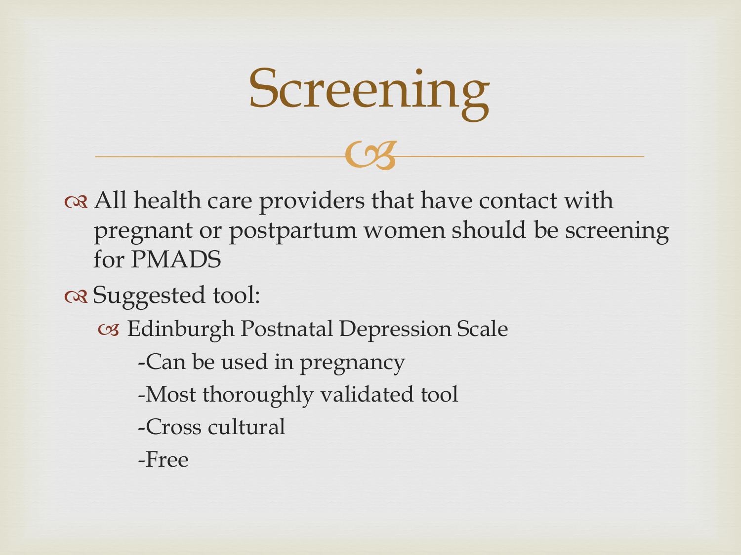# Screening

- All health care providers that have contact with pregnant or postpartum women should be screening for PMADS
- Suggested tool:
  - Edinburgh Postnatal Depression Scale
    - -Can be used in pregnancy
    - -Most thoroughly validated tool
    - -Cross cultural
    - -Free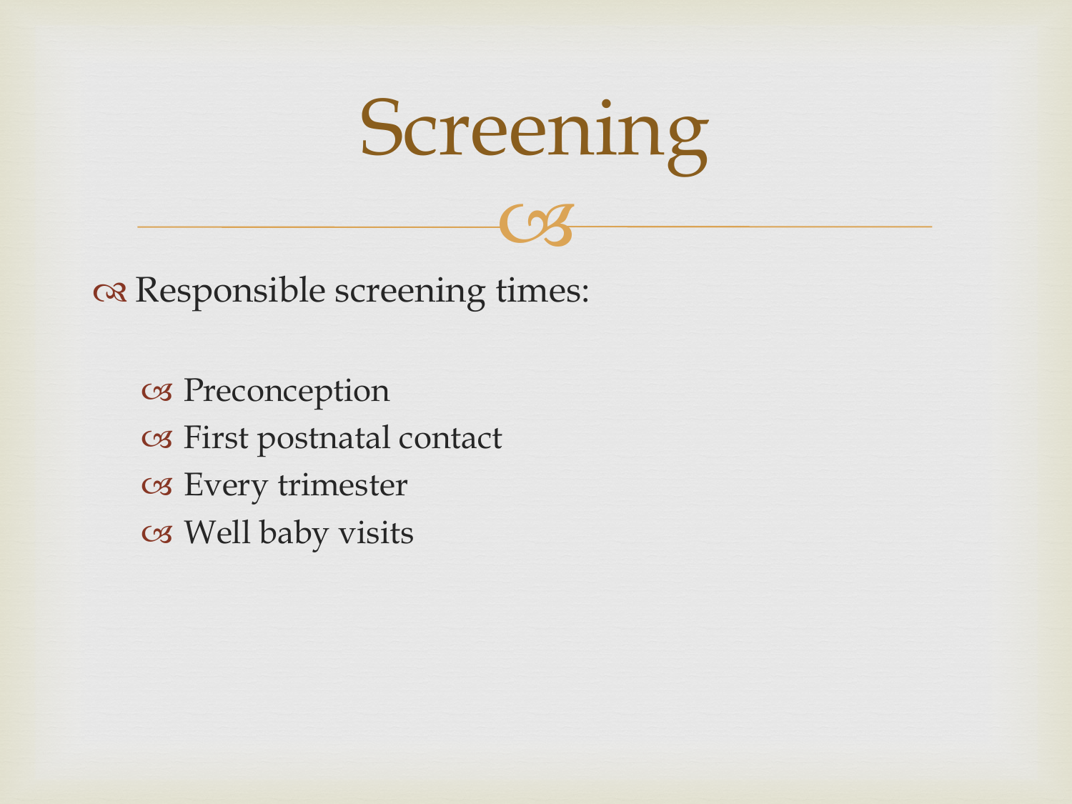# Screening

- Responsible screening times:
  - Preconception
  - First postnatal contact
  - Every trimester
  - Well baby visits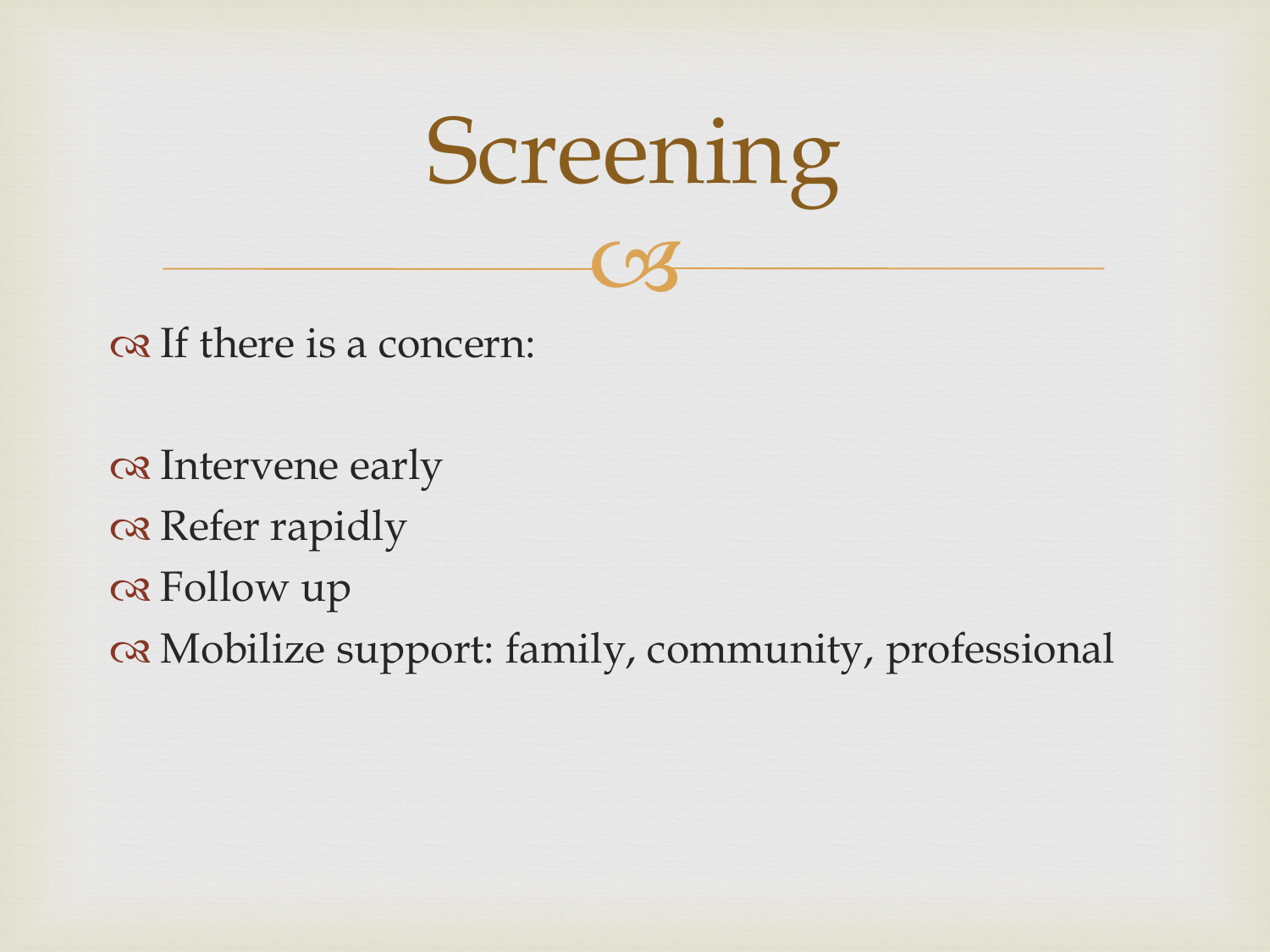# Screening

- If there is a concern:

- Intervene early
- Refer rapidly
- Follow up
- Mobilize support: family, community, professional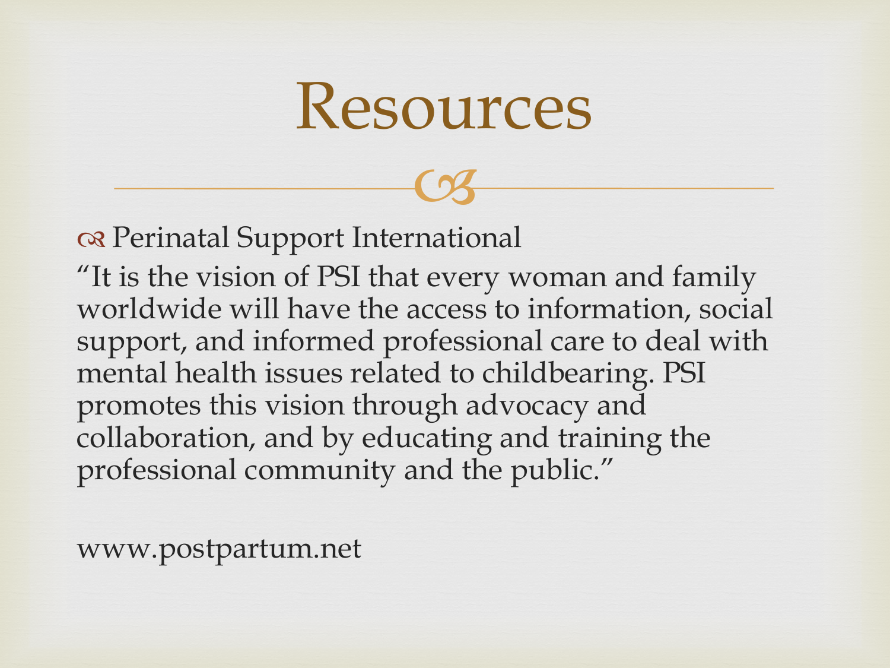# Resources

- Perinatal Support International

"It is the vision of PSI that every woman and family worldwide will have the access to information, social support, and informed professional care to deal with mental health issues related to childbearing. PSI promotes this vision through advocacy and collaboration, and by educating and training the professional community and the public."

www.postpartum.net